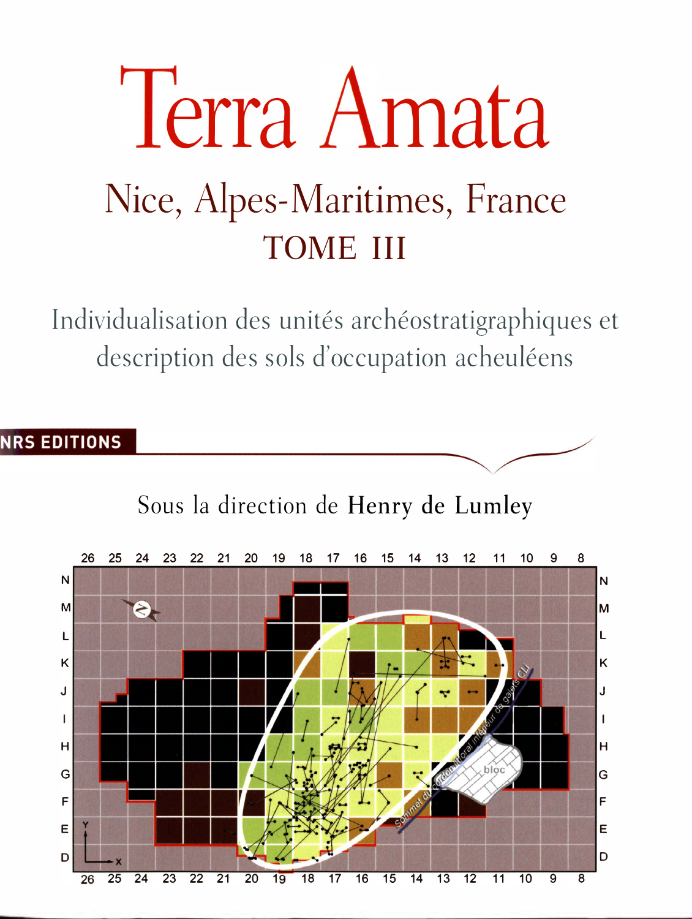# Terra Amata

## Nice, Alpes-Maritimes, France

## TOME III

Individualisation des unités archéostratigraphiques et description des sols d'occupation acheuléens

NRS EDITIONS

Sous la direction de **Henry de Lumley**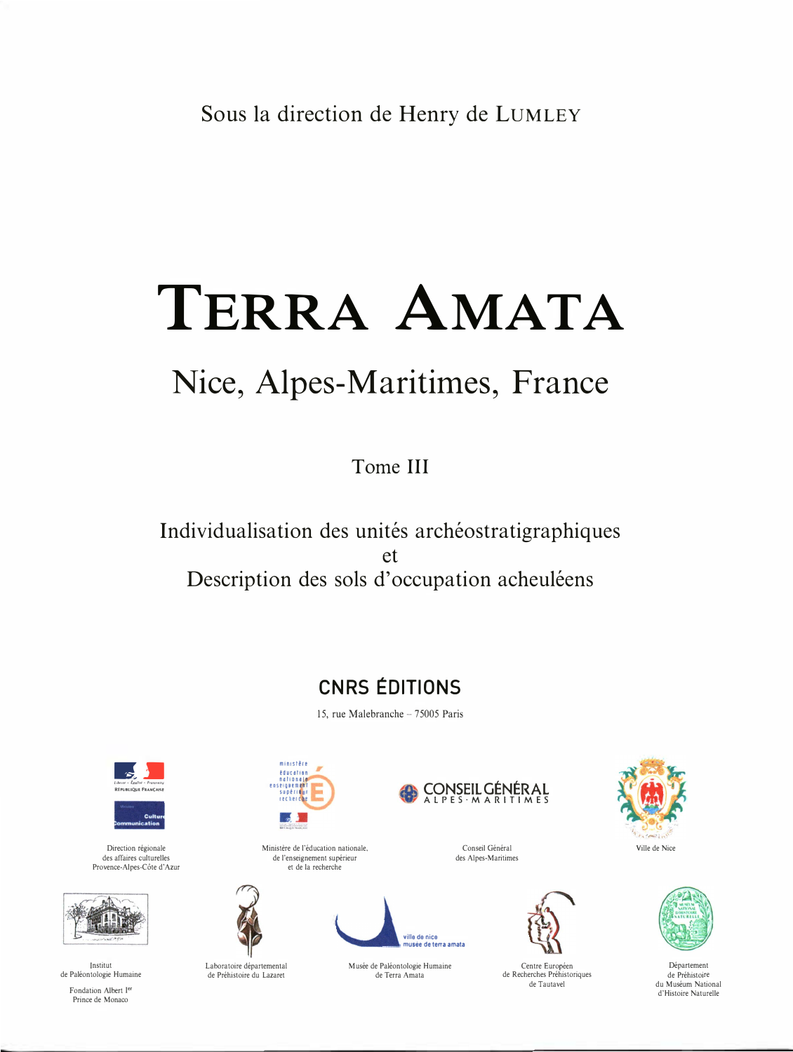Sous la direction de Henry de LUMLEY

# TERRA AMATA

## Nice, Alpes-Maritimes, France

Tome III

Individualisation des unités archéostratigraphiques
et
Description des sols d'occupation acheuléens

**CNRS ÉDITIONS**

15, rue Malebranche – 75005 Paris

Direction régionale
des affaires culturelles
Provence-Alpes-Côte d'Azur

Ministère de l'éducation nationale,
de l'enseignement supérieur
et de la recherche

Conseil Général
des Alpes-Maritimes

Ville de Nice

Institut
de Paléontologie Humaine

Fondation Albert I[er]
Prince de Monaco

Laboratoire départemental
de Préhistoire du Lazaret

Musée de Paléontologie Humaine
de Terra Amata

Centre Européen
de Recherches Préhistoriques
de Tautavel

Département
de Préhistoire
du Muséum National
d'Histoire Naturelle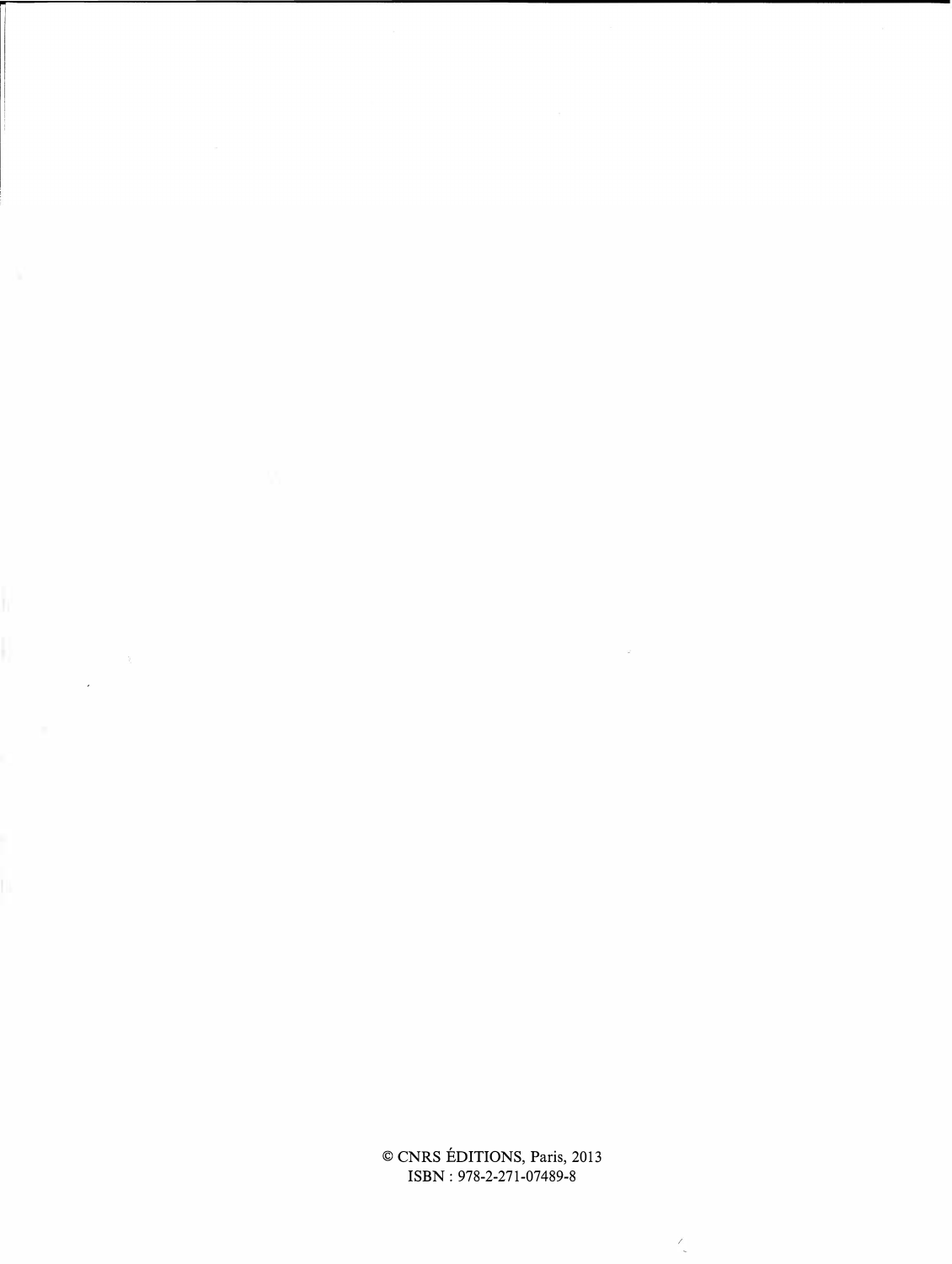© CNRS ÉDITIONS, Paris, 2013
ISBN : 978-2-271-07489-8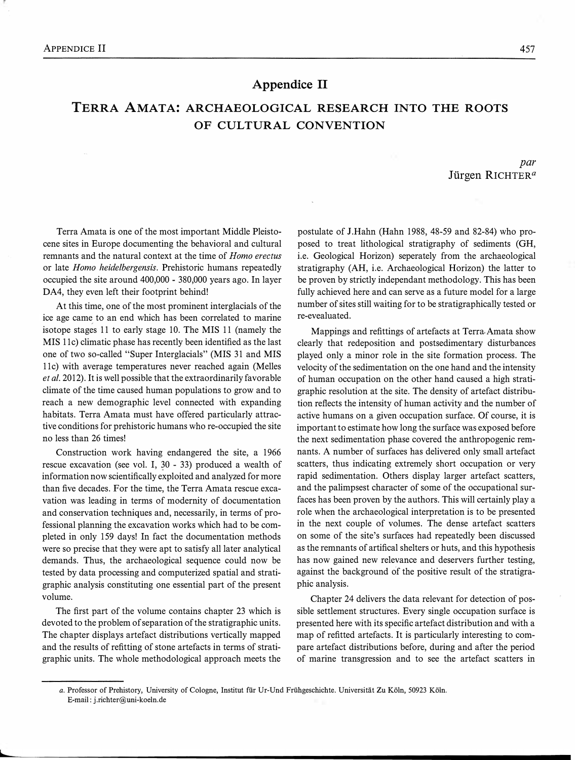# Appendice II

## Terra Amata: archaeological research into the roots of cultural convention

*par*
Jürgen Richter[a]

Terra Amata is one of the most important Middle Pleistocene sites in Europe documenting the behavioral and cultural remnants and the natural context at the time of *Homo erectus* or late *Homo heidelbergensis*. Prehistoric humans repeatedly occupied the site around 400,000 - 380,000 years ago. In layer DA4, they even left their footprint behind!

At this time, one of the most prominent interglacials of the ice age came to an end which has been correlated to marine isotope stages 11 to early stage 10. The MIS 11 (namely the MIS 11c) climatic phase has recently been identified as the last one of two so-called "Super Interglacials" (MIS 31 and MIS 11c) with average temperatures never reached again (Melles *et al.* 2012). It is well possible that the extraordinarily favorable climate of the time caused human populations to grow and to reach a new demographic level connected with expanding habitats. Terra Amata must have offered particularly attractive conditions for prehistoric humans who re-occupied the site no less than 26 times!

Construction work having endangered the site, a 1966 rescue excavation (see vol. I, 30 - 33) produced a wealth of information now scientifically exploited and analyzed for more than five decades. For the time, the Terra Amata rescue excavation was leading in terms of modernity of documentation and conservation techniques and, necessarily, in terms of professional planning the excavation works which had to be completed in only 159 days! In fact the documentation methods were so precise that they were apt to satisfy all later analytical demands. Thus, the archaeological sequence could now be tested by data processing and computerized spatial and stratigraphic analysis constituting one essential part of the present volume.

The first part of the volume contains chapter 23 which is devoted to the problem of separation of the stratigraphic units. The chapter displays artefact distributions vertically mapped and the results of refitting of stone artefacts in terms of stratigraphic units. The whole methodological approach meets the postulate of J.Hahn (Hahn 1988, 48-59 and 82-84) who proposed to treat lithological stratigraphy of sediments (GH, i.e. Geological Horizon) seperately from the archaeological stratigraphy (AH, i.e. Archaeological Horizon) the latter to be proven by strictly independant methodology. This has been fully achieved here and can serve as a future model for a large number of sites still waiting for to be stratigraphically tested or re-evealuated.

Mappings and refittings of artefacts at Terra Amata show clearly that redeposition and postsedimentary disturbances played only a minor role in the site formation process. The velocity of the sedimentation on the one hand and the intensity of human occupation on the other hand caused a high stratigraphic resolution at the site. The density of artefact distribution reflects the intensity of human activity and the number of active humans on a given occupation surface. Of course, it is important to estimate how long the surface was exposed before the next sedimentation phase covered the anthropogenic remnants. A number of surfaces has delivered only small artefact scatters, thus indicating extremely short occupation or very rapid sedimentation. Others display larger artefact scatters, and the palimpsest character of some of the occupational surfaces has been proven by the authors. This will certainly play a role when the archaeological interpretation is to be presented in the next couple of volumes. The dense artefact scatters on some of the site's surfaces had repeatedly been discussed as the remnants of artifical shelters or huts, and this hypothesis has now gained new relevance and deservers further testing, against the background of the positive result of the stratigraphic analysis.

Chapter 24 delivers the data relevant for detection of possible settlement structures. Every single occupation surface is presented here with its specific artefact distribution and with a map of refitted artefacts. It is particularly interesting to compare artefact distributions before, during and after the period of marine transgression and to see the artefact scatters in

[a] Professor of Prehistory, University of Cologne, Institut für Ur-Und Frühgeschichte. Universität Zu Köln, 50923 Köln. E-mail: j.richter@uni-koeln.de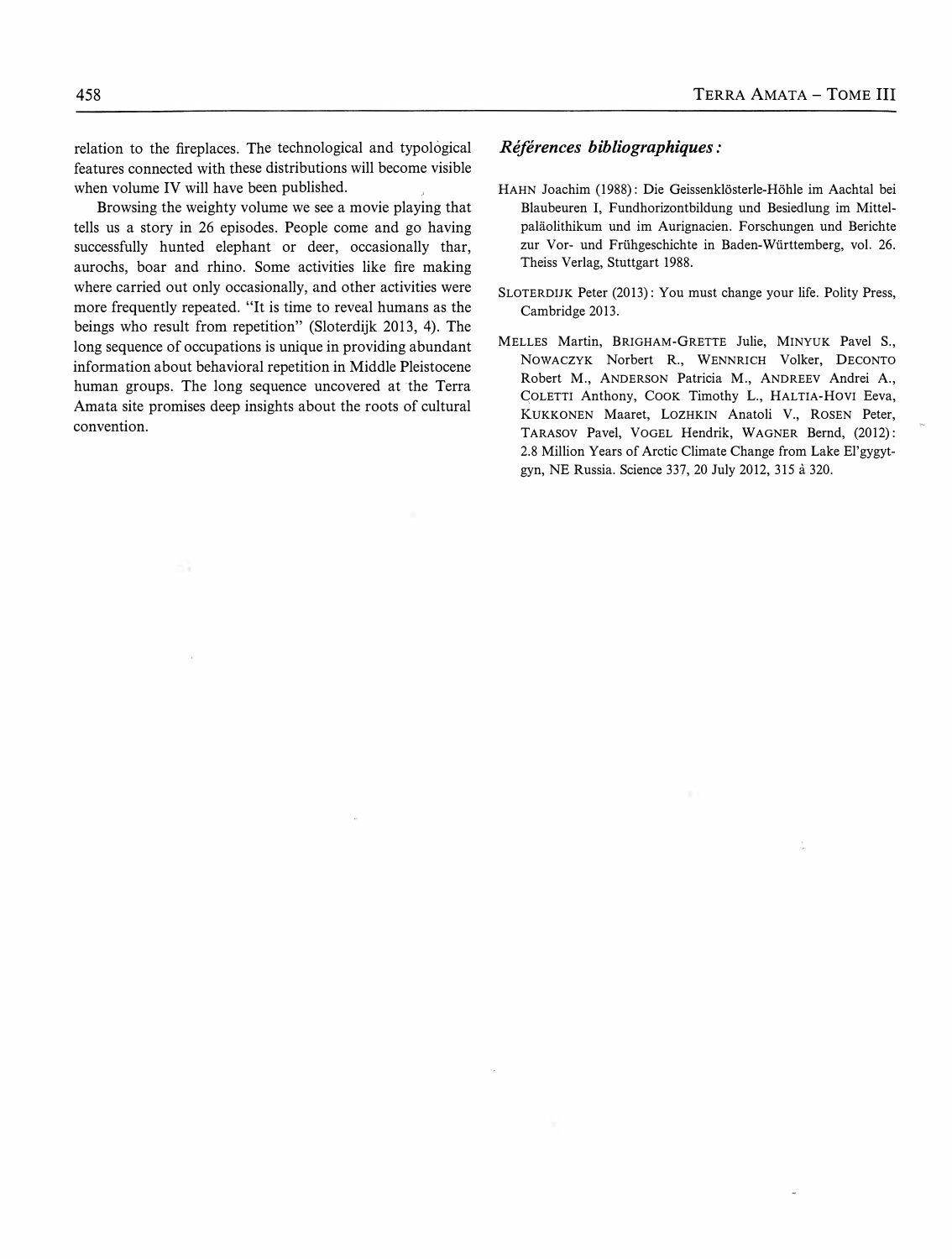relation to the fireplaces. The technological and typological features connected with these distributions will become visible when volume IV will have been published.

Browsing the weighty volume we see a movie playing that tells us a story in 26 episodes. People come and go having successfully hunted elephant or deer, occasionally thar, aurochs, boar and rhino. Some activities like fire making where carried out only occasionally, and other activities were more frequently repeated. "It is time to reveal humans as the beings who result from repetition" (Sloterdijk 2013, 4). The long sequence of occupations is unique in providing abundant information about behavioral repetition in Middle Pleistocene human groups. The long sequence uncovered at the Terra Amata site promises deep insights about the roots of cultural convention.

### *Références bibliographiques :*

HAHN Joachim (1988) : Die Geissenklösterle-Höhle im Aachtal bei Blaubeuren I, Fundhorizontbildung und Besiedlung im Mittelpaläolithikum und im Aurignacien. Forschungen und Berichte zur Vor- und Frühgeschichte in Baden-Württemberg, vol. 26. Theiss Verlag, Stuttgart 1988.

SLOTERDIJK Peter (2013) : You must change your life. Polity Press, Cambridge 2013.

MELLES Martin, BRIGHAM-GRETTE Julie, MINYUK Pavel S., NOWACZYK Norbert R., WENNRICH Volker, DECONTO Robert M., ANDERSON Patricia M., ANDREEV Andrei A., COLETTI Anthony, COOK Timothy L., HALTIA-HOVI Eeva, KUKKONEN Maaret, LOZHKIN Anatoli V., ROSEN Peter, TARASOV Pavel, VOGEL Hendrik, WAGNER Bernd, (2012) : 2.8 Million Years of Arctic Climate Change from Lake El'gygytgyn, NE Russia. Science 337, 20 July 2012, 315 à 320.